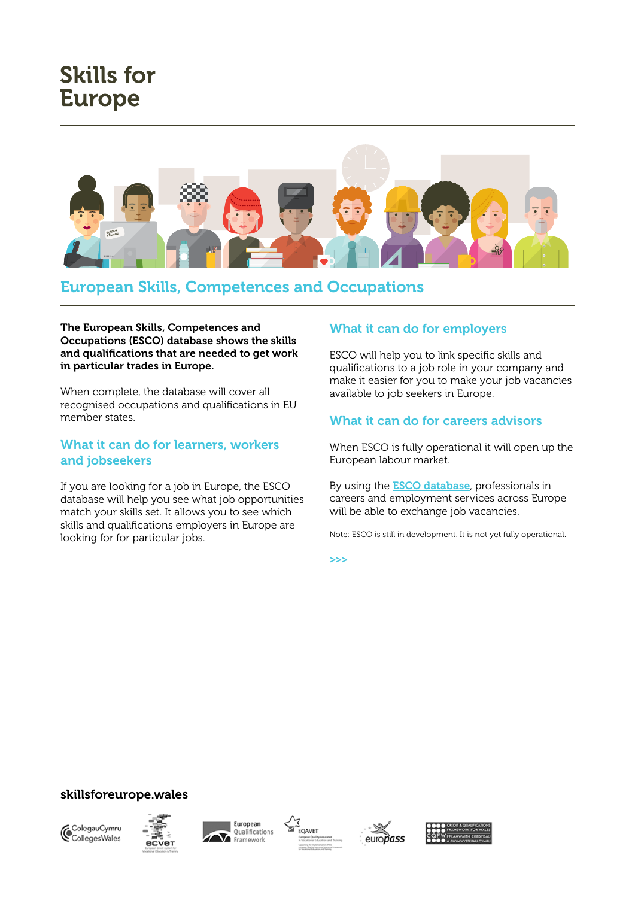# Skills for Europe

## European Skills, Competences and Occupations

**The European Skills, Competences and Occupations (ESCO) database shows the skills and qualifications that are needed to get work in particular trades in Europe.**

When complete, the database will cover all recognised occupations and qualifications in EU member states.

### What it can do for learners, workers and jobseekers

If you are looking for a job in Europe, the ESCO database will help you see what job opportunities match your skills set. It allows you to see which skills and qualifications employers in Europe are looking for for particular jobs.

### What it can do for employers

ESCO will help you to link specific skills and qualifications to a job role in your company and make it easier for you to make your job vacancies available to job seekers in Europe.

### What it can do for careers advisors

When ESCO is fully operational it will open up the European labour market.

By using the ESCO database, professionals in careers and employment services across Europe will be able to exchange job vacancies.

Note: ESCO is still in development. It is not yet fully operational.

>>>

**skillsforeurope.wales**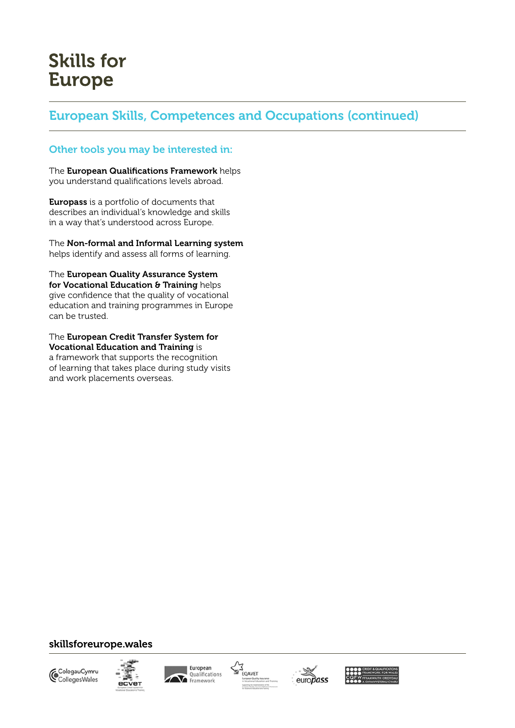# Skills for Europe

## European Skills, Competences and Occupations (continued)

### Other tools you may be interested in:

The **European Qualifications Framework** helps you understand qualifications levels abroad.

**Europass** is a portfolio of documents that describes an individual's knowledge and skills in a way that's understood across Europe.

The **Non-formal and Informal Learning system** helps identify and assess all forms of learning.

The **European Quality Assurance System for Vocational Education & Training** helps give confidence that the quality of vocational education and training programmes in Europe can be trusted.

The **European Credit Transfer System for Vocational Education and Training** is a framework that supports the recognition of learning that takes place during study visits and work placements overseas.

**skillsforeurope.wales**